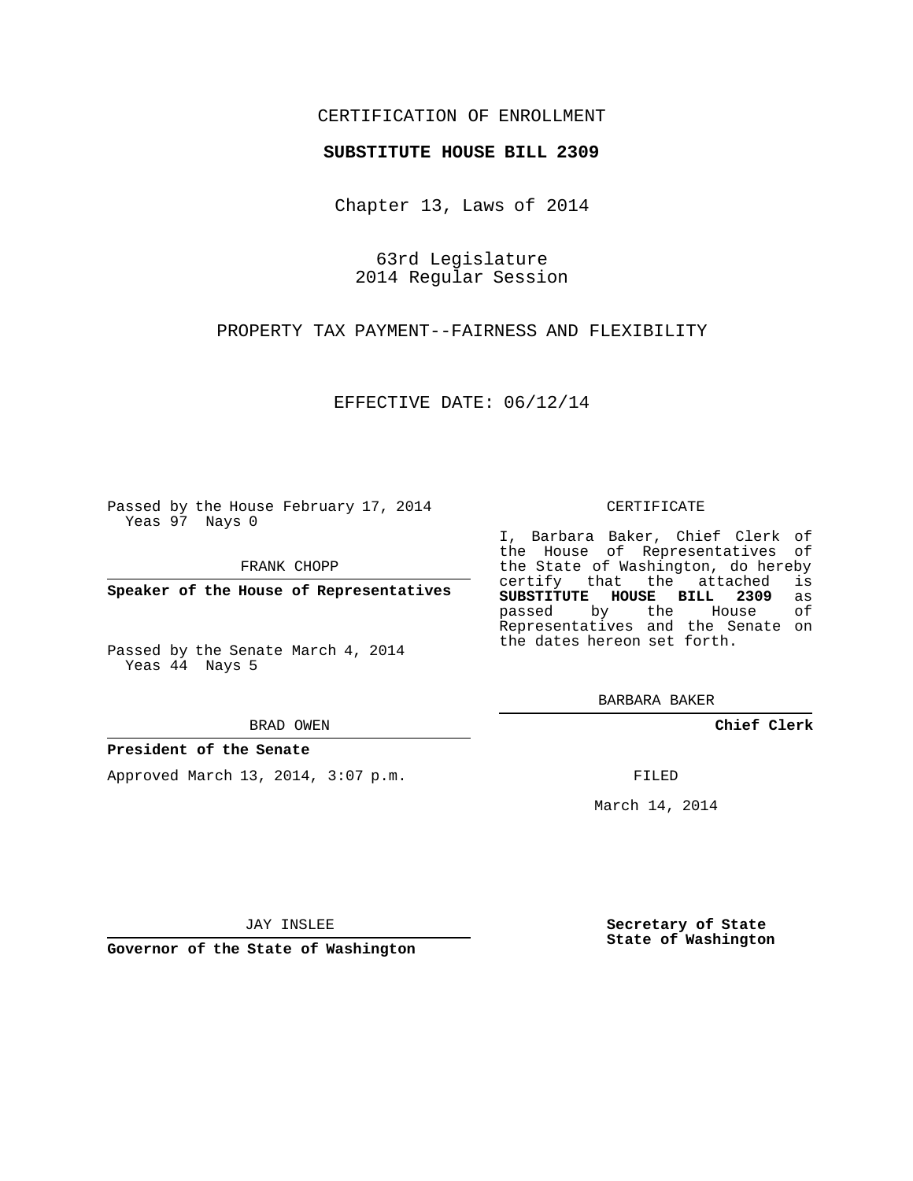CERTIFICATION OF ENROLLMENT

**SUBSTITUTE HOUSE BILL 2309**

Chapter 13, Laws of 2014

63rd Legislature
2014 Regular Session

PROPERTY TAX PAYMENT--FAIRNESS AND FLEXIBILITY

EFFECTIVE DATE: 06/12/14

Passed by the House February 17, 2014
Yeas 97 Nays 0

FRANK CHOPP

**Speaker of the House of Representatives**

Passed by the Senate March 4, 2014
Yeas 44 Nays 5

BRAD OWEN

**President of the Senate**

Approved March 13, 2014, 3:07 p.m.

JAY INSLEE

**Governor of the State of Washington**

CERTIFICATE

I, Barbara Baker, Chief Clerk of the House of Representatives of the State of Washington, do hereby certify that the attached is **SUBSTITUTE HOUSE BILL 2309** as passed by the House of Representatives and the Senate on the dates hereon set forth.

BARBARA BAKER

**Chief Clerk**

FILED

March 14, 2014

**Secretary of State**
**State of Washington**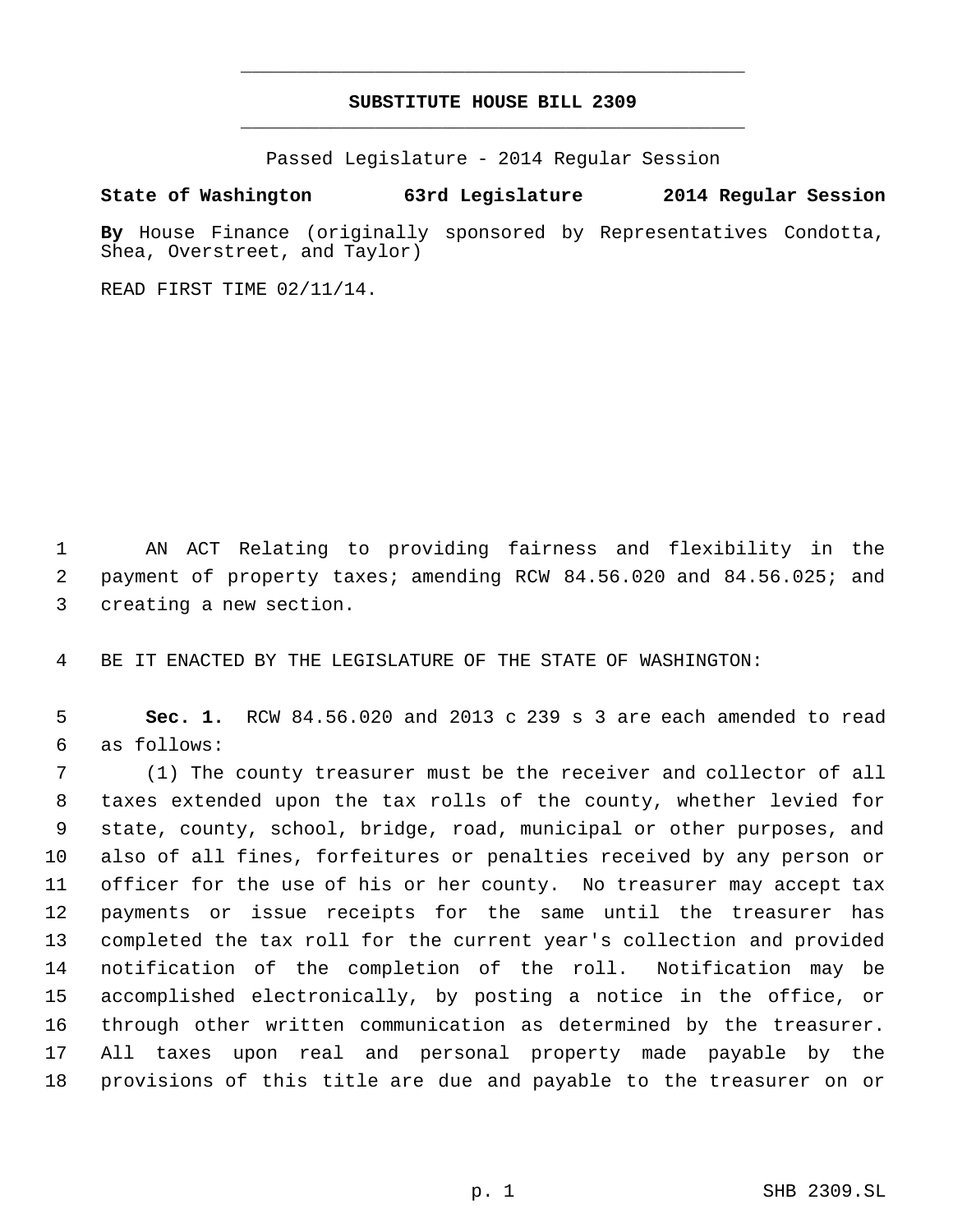# SUBSTITUTE HOUSE BILL 2309

Passed Legislature - 2014 Regular Session

**State of Washington 63rd Legislature 2014 Regular Session**

**By** House Finance (originally sponsored by Representatives Condotta, Shea, Overstreet, and Taylor)

READ FIRST TIME 02/11/14.

AN ACT Relating to providing fairness and flexibility in the payment of property taxes; amending RCW 84.56.020 and 84.56.025; and creating a new section.

BE IT ENACTED BY THE LEGISLATURE OF THE STATE OF WASHINGTON:

**Sec. 1.** RCW 84.56.020 and 2013 c 239 s 3 are each amended to read as follows:

(1) The county treasurer must be the receiver and collector of all taxes extended upon the tax rolls of the county, whether levied for state, county, school, bridge, road, municipal or other purposes, and also of all fines, forfeitures or penalties received by any person or officer for the use of his or her county. No treasurer may accept tax payments or issue receipts for the same until the treasurer has completed the tax roll for the current year's collection and provided notification of the completion of the roll. Notification may be accomplished electronically, by posting a notice in the office, or through other written communication as determined by the treasurer. All taxes upon real and personal property made payable by the provisions of this title are due and payable to the treasurer on or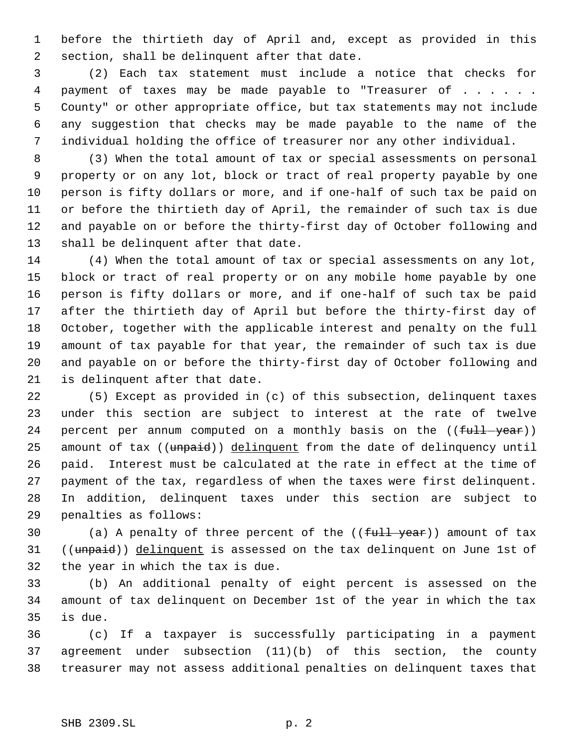before the thirtieth day of April and, except as provided in this section, shall be delinquent after that date.

(2) Each tax statement must include a notice that checks for payment of taxes may be made payable to "Treasurer of . . . . . . County" or other appropriate office, but tax statements may not include any suggestion that checks may be made payable to the name of the individual holding the office of treasurer nor any other individual.

(3) When the total amount of tax or special assessments on personal property or on any lot, block or tract of real property payable by one person is fifty dollars or more, and if one-half of such tax be paid on or before the thirtieth day of April, the remainder of such tax is due and payable on or before the thirty-first day of October following and shall be delinquent after that date.

(4) When the total amount of tax or special assessments on any lot, block or tract of real property or on any mobile home payable by one person is fifty dollars or more, and if one-half of such tax be paid after the thirtieth day of April but before the thirty-first day of October, together with the applicable interest and penalty on the full amount of tax payable for that year, the remainder of such tax is due and payable on or before the thirty-first day of October following and is delinquent after that date.

(5) Except as provided in (c) of this subsection, delinquent taxes under this section are subject to interest at the rate of twelve percent per annum computed on a monthly basis on the ((~~full year~~)) amount of tax ((~~unpaid~~)) <u>delinquent</u> from the date of delinquency until paid. Interest must be calculated at the rate in effect at the time of payment of the tax, regardless of when the taxes were first delinquent. In addition, delinquent taxes under this section are subject to penalties as follows:

(a) A penalty of three percent of the ((~~full year~~)) amount of tax ((~~unpaid~~)) <u>delinquent</u> is assessed on the tax delinquent on June 1st of the year in which the tax is due.

(b) An additional penalty of eight percent is assessed on the amount of tax delinquent on December 1st of the year in which the tax is due.

(c) If a taxpayer is successfully participating in a payment agreement under subsection (11)(b) of this section, the county treasurer may not assess additional penalties on delinquent taxes that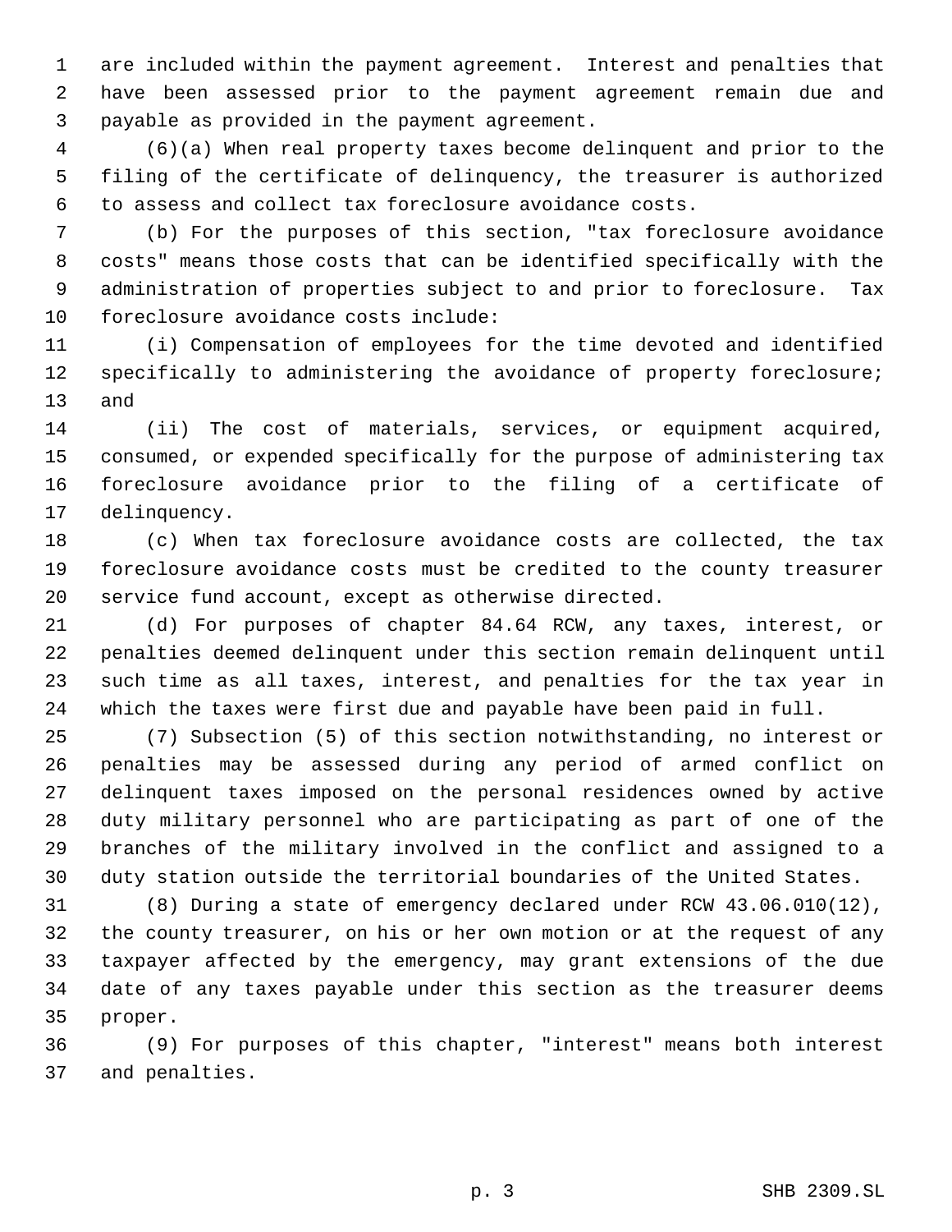are included within the payment agreement. Interest and penalties that have been assessed prior to the payment agreement remain due and payable as provided in the payment agreement.

(6)(a) When real property taxes become delinquent and prior to the filing of the certificate of delinquency, the treasurer is authorized to assess and collect tax foreclosure avoidance costs.

(b) For the purposes of this section, "tax foreclosure avoidance costs" means those costs that can be identified specifically with the administration of properties subject to and prior to foreclosure. Tax foreclosure avoidance costs include:

(i) Compensation of employees for the time devoted and identified specifically to administering the avoidance of property foreclosure; and

(ii) The cost of materials, services, or equipment acquired, consumed, or expended specifically for the purpose of administering tax foreclosure avoidance prior to the filing of a certificate of delinquency.

(c) When tax foreclosure avoidance costs are collected, the tax foreclosure avoidance costs must be credited to the county treasurer service fund account, except as otherwise directed.

(d) For purposes of chapter 84.64 RCW, any taxes, interest, or penalties deemed delinquent under this section remain delinquent until such time as all taxes, interest, and penalties for the tax year in which the taxes were first due and payable have been paid in full.

(7) Subsection (5) of this section notwithstanding, no interest or penalties may be assessed during any period of armed conflict on delinquent taxes imposed on the personal residences owned by active duty military personnel who are participating as part of one of the branches of the military involved in the conflict and assigned to a duty station outside the territorial boundaries of the United States.

(8) During a state of emergency declared under RCW 43.06.010(12), the county treasurer, on his or her own motion or at the request of any taxpayer affected by the emergency, may grant extensions of the due date of any taxes payable under this section as the treasurer deems proper.

(9) For purposes of this chapter, "interest" means both interest and penalties.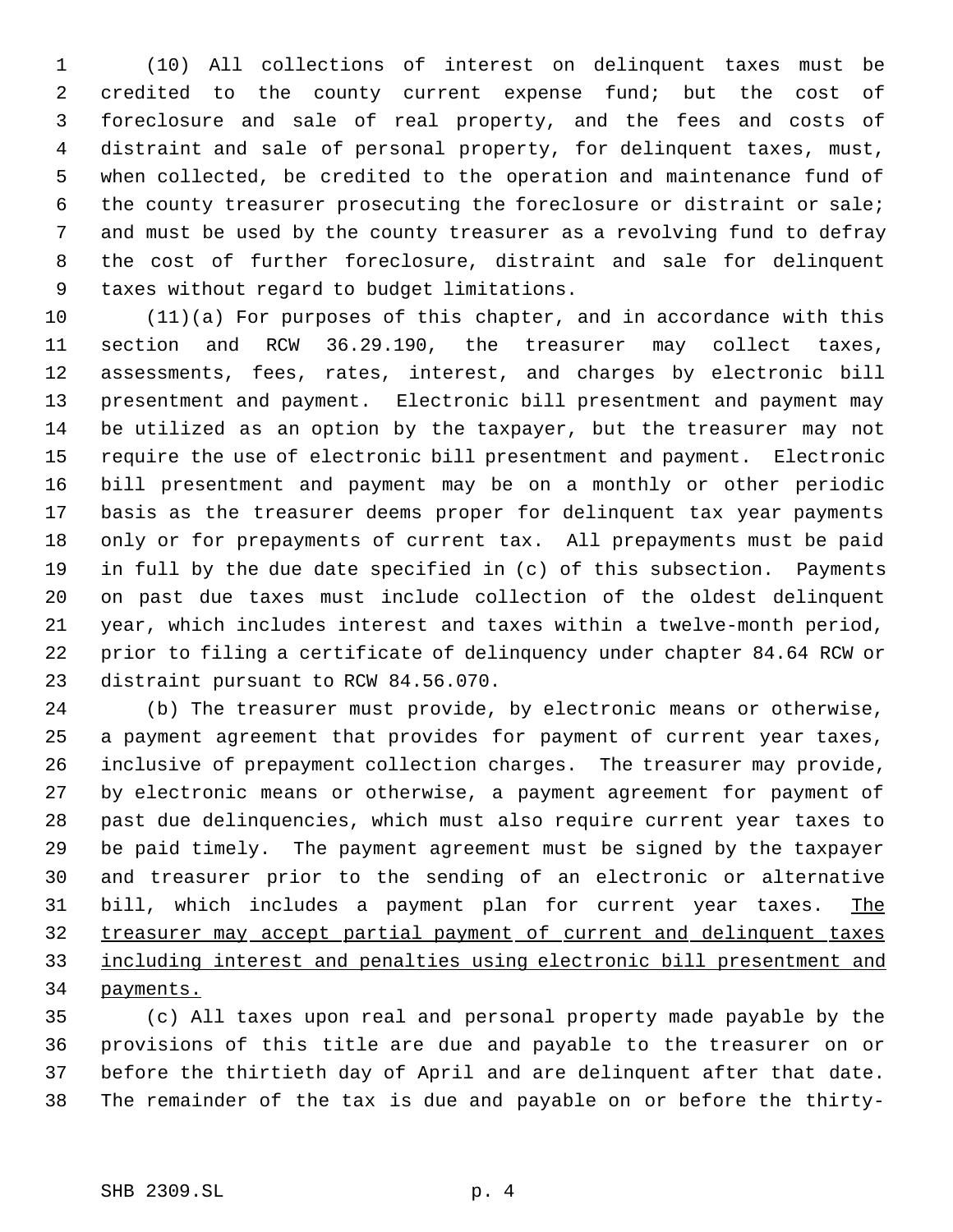(10) All collections of interest on delinquent taxes must be credited to the county current expense fund; but the cost of foreclosure and sale of real property, and the fees and costs of distraint and sale of personal property, for delinquent taxes, must, when collected, be credited to the operation and maintenance fund of the county treasurer prosecuting the foreclosure or distraint or sale; and must be used by the county treasurer as a revolving fund to defray the cost of further foreclosure, distraint and sale for delinquent taxes without regard to budget limitations.

(11)(a) For purposes of this chapter, and in accordance with this section and RCW 36.29.190, the treasurer may collect taxes, assessments, fees, rates, interest, and charges by electronic bill presentment and payment. Electronic bill presentment and payment may be utilized as an option by the taxpayer, but the treasurer may not require the use of electronic bill presentment and payment. Electronic bill presentment and payment may be on a monthly or other periodic basis as the treasurer deems proper for delinquent tax year payments only or for prepayments of current tax. All prepayments must be paid in full by the due date specified in (c) of this subsection. Payments on past due taxes must include collection of the oldest delinquent year, which includes interest and taxes within a twelve-month period, prior to filing a certificate of delinquency under chapter 84.64 RCW or distraint pursuant to RCW 84.56.070.

(b) The treasurer must provide, by electronic means or otherwise, a payment agreement that provides for payment of current year taxes, inclusive of prepayment collection charges. The treasurer may provide, by electronic means or otherwise, a payment agreement for payment of past due delinquencies, which must also require current year taxes to be paid timely. The payment agreement must be signed by the taxpayer and treasurer prior to the sending of an electronic or alternative bill, which includes a payment plan for current year taxes. The treasurer may accept partial payment of current and delinquent taxes including interest and penalties using electronic bill presentment and payments.

(c) All taxes upon real and personal property made payable by the provisions of this title are due and payable to the treasurer on or before the thirtieth day of April and are delinquent after that date. The remainder of the tax is due and payable on or before the thirty-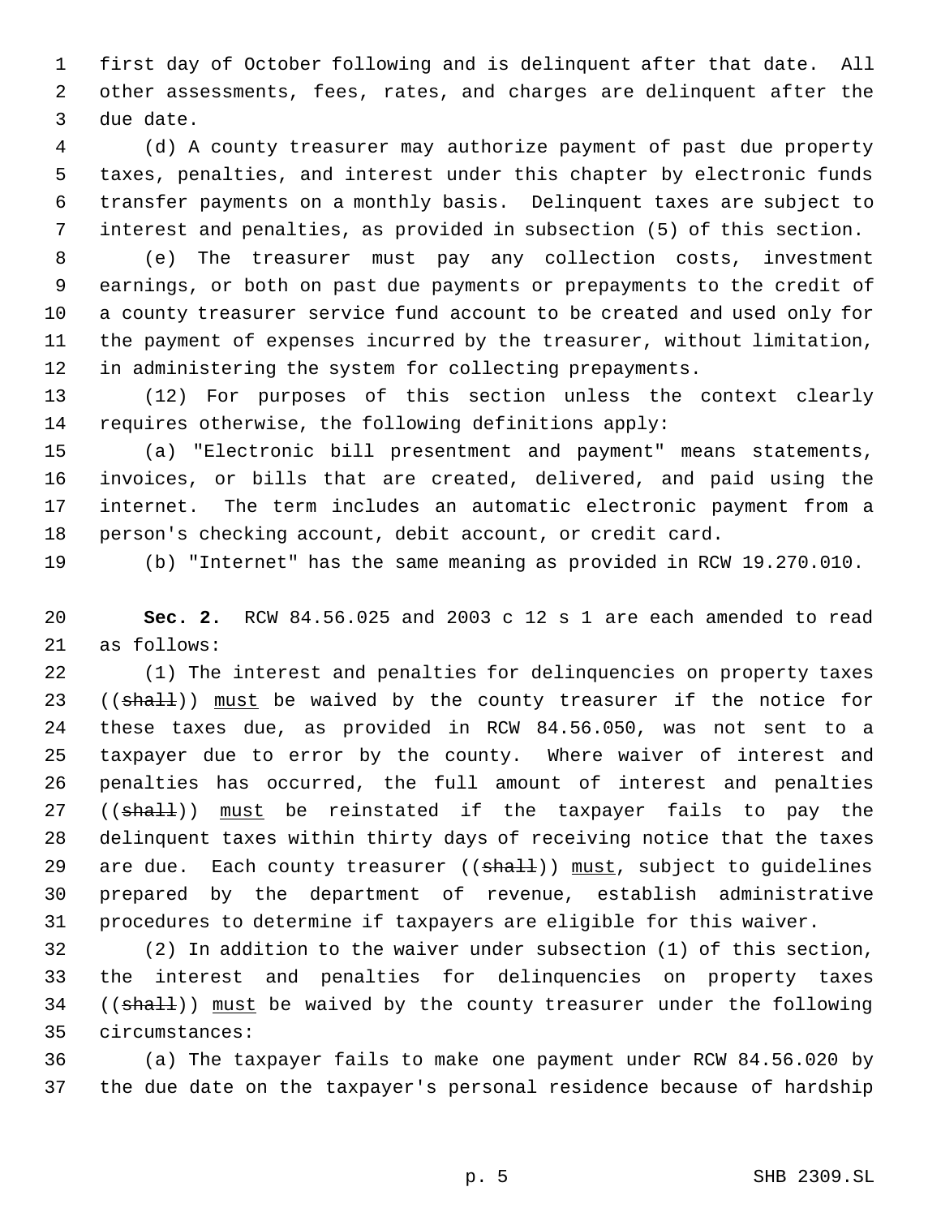first day of October following and is delinquent after that date. All other assessments, fees, rates, and charges are delinquent after the due date.

(d) A county treasurer may authorize payment of past due property taxes, penalties, and interest under this chapter by electronic funds transfer payments on a monthly basis. Delinquent taxes are subject to interest and penalties, as provided in subsection (5) of this section.

(e) The treasurer must pay any collection costs, investment earnings, or both on past due payments or prepayments to the credit of a county treasurer service fund account to be created and used only for the payment of expenses incurred by the treasurer, without limitation, in administering the system for collecting prepayments.

(12) For purposes of this section unless the context clearly requires otherwise, the following definitions apply:

(a) "Electronic bill presentment and payment" means statements, invoices, or bills that are created, delivered, and paid using the internet. The term includes an automatic electronic payment from a person's checking account, debit account, or credit card.

(b) "Internet" has the same meaning as provided in RCW 19.270.010.

**Sec. 2.** RCW 84.56.025 and 2003 c 12 s 1 are each amended to read as follows:

(1) The interest and penalties for delinquencies on property taxes ((~~shall~~)) <u>must</u> be waived by the county treasurer if the notice for these taxes due, as provided in RCW 84.56.050, was not sent to a taxpayer due to error by the county. Where waiver of interest and penalties has occurred, the full amount of interest and penalties ((~~shall~~)) <u>must</u> be reinstated if the taxpayer fails to pay the delinquent taxes within thirty days of receiving notice that the taxes are due. Each county treasurer ((~~shall~~)) <u>must</u>, subject to guidelines prepared by the department of revenue, establish administrative procedures to determine if taxpayers are eligible for this waiver.

(2) In addition to the waiver under subsection (1) of this section, the interest and penalties for delinquencies on property taxes ((~~shall~~)) <u>must</u> be waived by the county treasurer under the following circumstances:

(a) The taxpayer fails to make one payment under RCW 84.56.020 by the due date on the taxpayer's personal residence because of hardship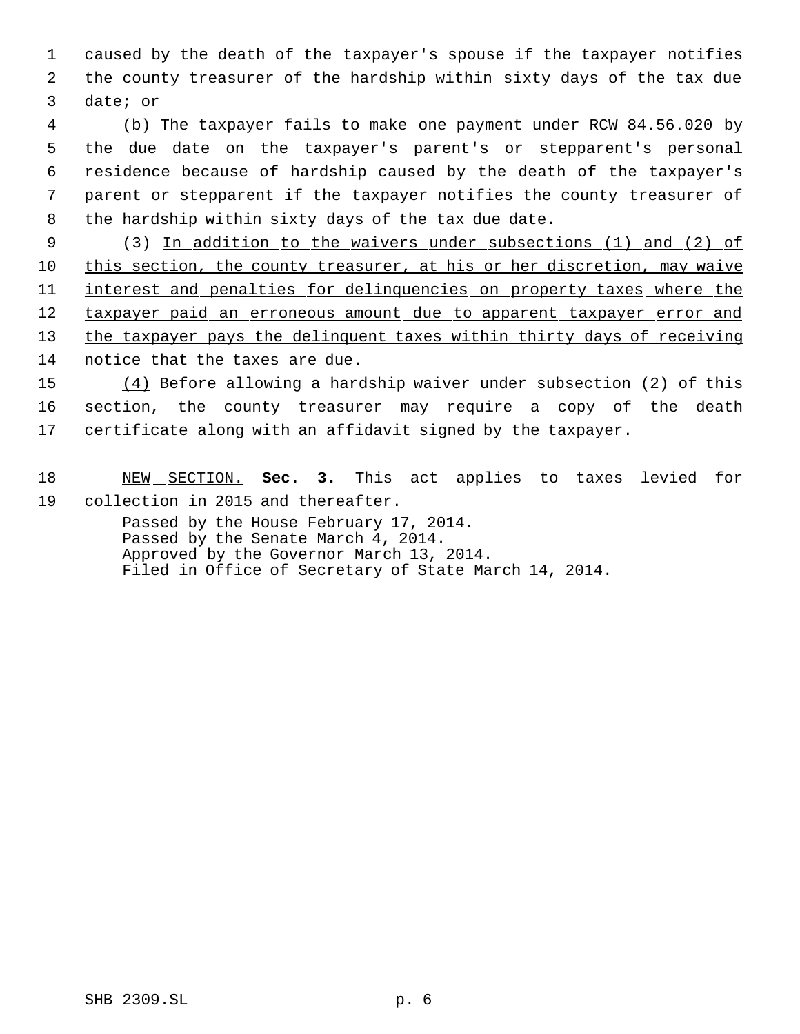caused by the death of the taxpayer's spouse if the taxpayer notifies the county treasurer of the hardship within sixty days of the tax due date; or

(b) The taxpayer fails to make one payment under RCW 84.56.020 by the due date on the taxpayer's parent's or stepparent's personal residence because of hardship caused by the death of the taxpayer's parent or stepparent if the taxpayer notifies the county treasurer of the hardship within sixty days of the tax due date.

(3) <u>In addition to the waivers under subsections (1) and (2) of this section, the county treasurer, at his or her discretion, may waive interest and penalties for delinquencies on property taxes where the taxpayer paid an erroneous amount due to apparent taxpayer error and the taxpayer pays the delinquent taxes within thirty days of receiving notice that the taxes are due.</u>

<u>(4)</u> Before allowing a hardship waiver under subsection (2) of this section, the county treasurer may require a copy of the death certificate along with an affidavit signed by the taxpayer.

<u>NEW SECTION.</u> **Sec. 3.** This act applies to taxes levied for collection in 2015 and thereafter.

Passed by the House February 17, 2014.
Passed by the Senate March 4, 2014.
Approved by the Governor March 13, 2014.
Filed in Office of Secretary of State March 14, 2014.